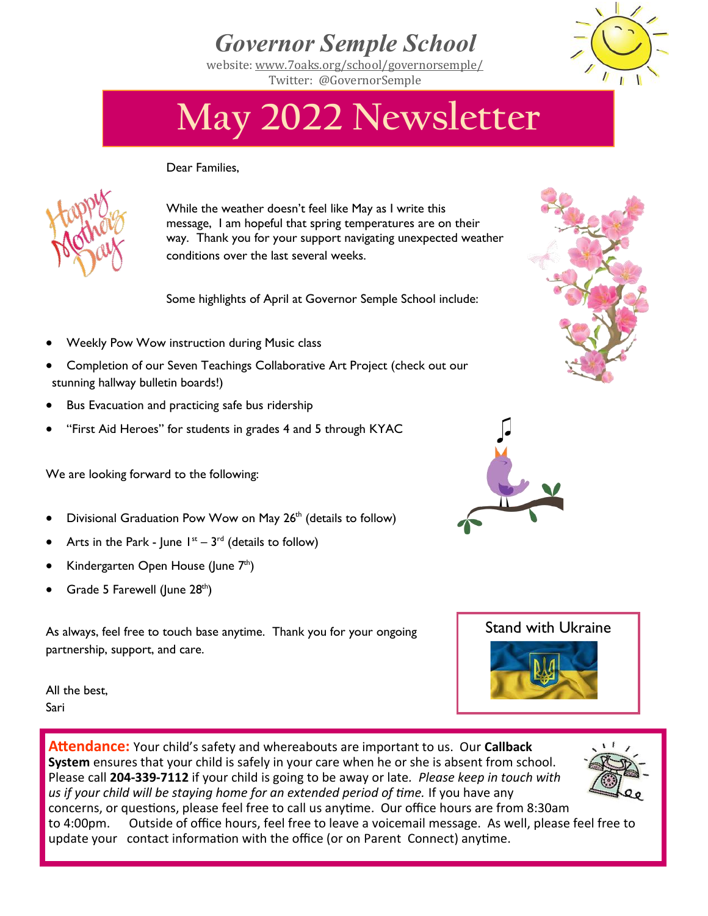# Governor Semple School

website: www.7oaks.org/school/governorsemple/
Twitter: @GovernorSemple

# May 2022 Newsletter

Dear Families,

While the weather doesn't feel like May as I write this message, I am hopeful that spring temperatures are on their way. Thank you for your support navigating unexpected weather conditions over the last several weeks.

Some highlights of April at Governor Semple School include:

- Weekly Pow Wow instruction during Music class
- Completion of our Seven Teachings Collaborative Art Project (check out our stunning hallway bulletin boards!)
- Bus Evacuation and practicing safe bus ridership
- "First Aid Heroes" for students in grades 4 and 5 through KYAC

We are looking forward to the following:

- Divisional Graduation Pow Wow on May 26th (details to follow)
- Arts in the Park - June 1st – 3rd (details to follow)
- Kindergarten Open House (June 7th)
- Grade 5 Farewell (June 28th)

As always, feel free to touch base anytime. Thank you for your ongoing partnership, support, and care.

All the best,
Sari

Stand with Ukraine

**Attendance:** Your child's safety and whereabouts are important to us. Our **Callback System** ensures that your child is safely in your care when he or she is absent from school. Please call **204-339-7112** if your child is going to be away or late. *Please keep in touch with us if your child will be staying home for an extended period of time.* If you have any concerns, or questions, please feel free to call us anytime. Our office hours are from 8:30am to 4:00pm. Outside of office hours, feel free to leave a voicemail message. As well, please feel free to update your contact information with the office (or on Parent Connect) anytime.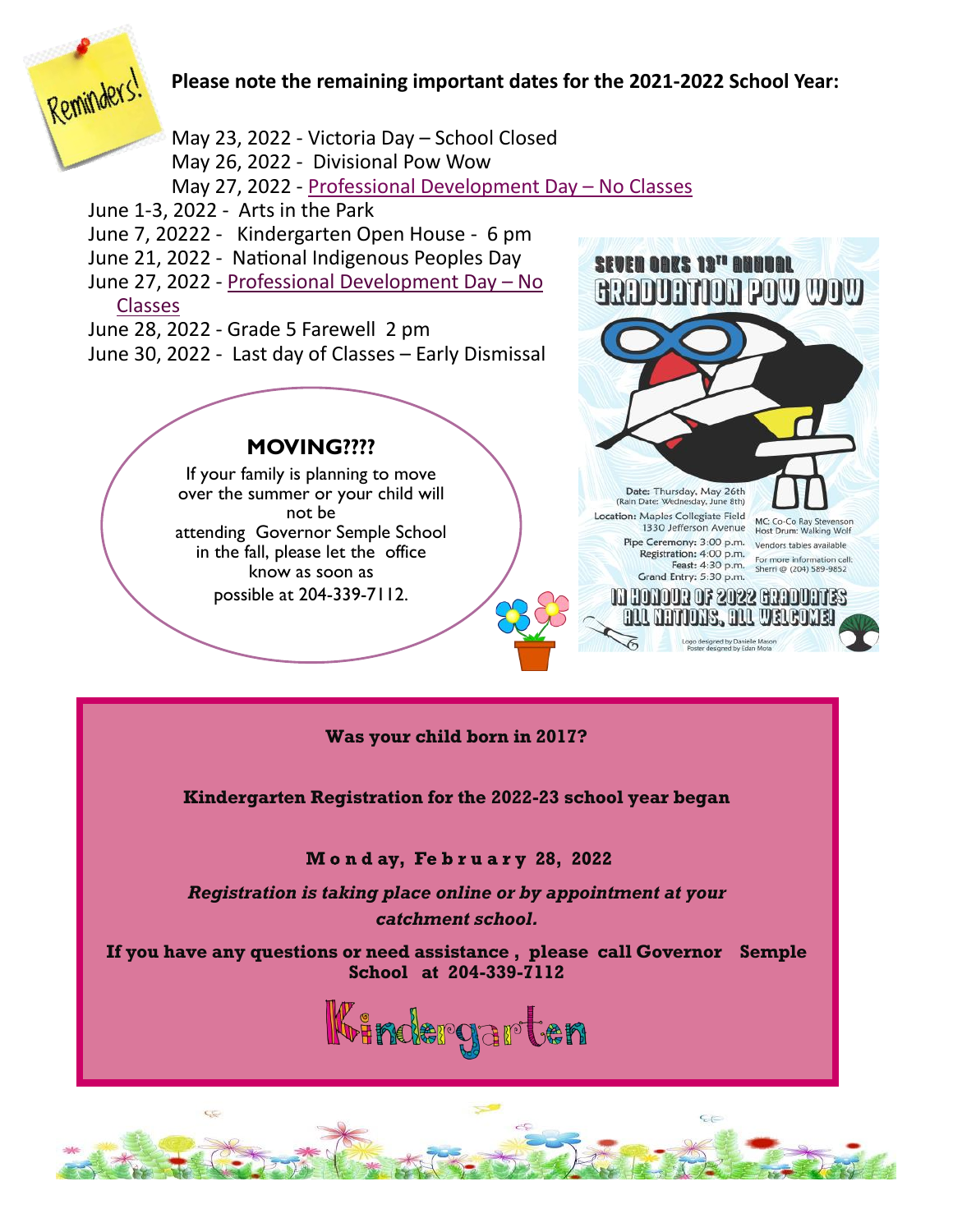Reminders!

**Please note the remaining important dates for the 2021-2022 School Year:**

May 23, 2022 - Victoria Day – School Closed
May 26, 2022 - Divisional Pow Wow
May 27, 2022 - Professional Development Day – No Classes
June 1-3, 2022 - Arts in the Park
June 7, 20222 - Kindergarten Open House - 6 pm
June 21, 2022 - National Indigenous Peoples Day
June 27, 2022 - Professional Development Day – No Classes
June 28, 2022 - Grade 5 Farewell 2 pm
June 30, 2022 - Last day of Classes – Early Dismissal

**MOVING????**

If your family is planning to move over the summer or your child will not be attending Governor Semple School in the fall, please let the office know as soon as possible at 204-339-7112.

SEVEN OAKS 13TH ANNUAL
GRADUATION POW WOW

Date: Thursday, May 26th
(Rain Date: Wednesday, June 8th)
Location: Maples Collegiate Field
1330 Jefferson Avenue
Pipe Ceremony: 3:00 p.m.
Registration: 4:00 p.m.
Feast: 4:30 p.m.
Grand Entry: 5:30 p.m.

MC: Co-Co Ray Stevenson
Host Drum: Walking Wolf
Vendors tables available
For more information call:
Sherri @ (204) 589-9852

IN HONOUR OF 2022 GRADUATES
ALL NATIONS, ALL WELCOME!

Logo designed by Danielle Mason
Poster designed by Edan Mota

**Was your child born in 2017?**

**Kindergarten Registration for the 2022-23 school year began**

**Monday, February 28, 2022**

***Registration is taking place online or by appointment at your catchment school.***

**If you have any questions or need assistance, please call Governor Semple School at 204-339-7112**

Kindergarten